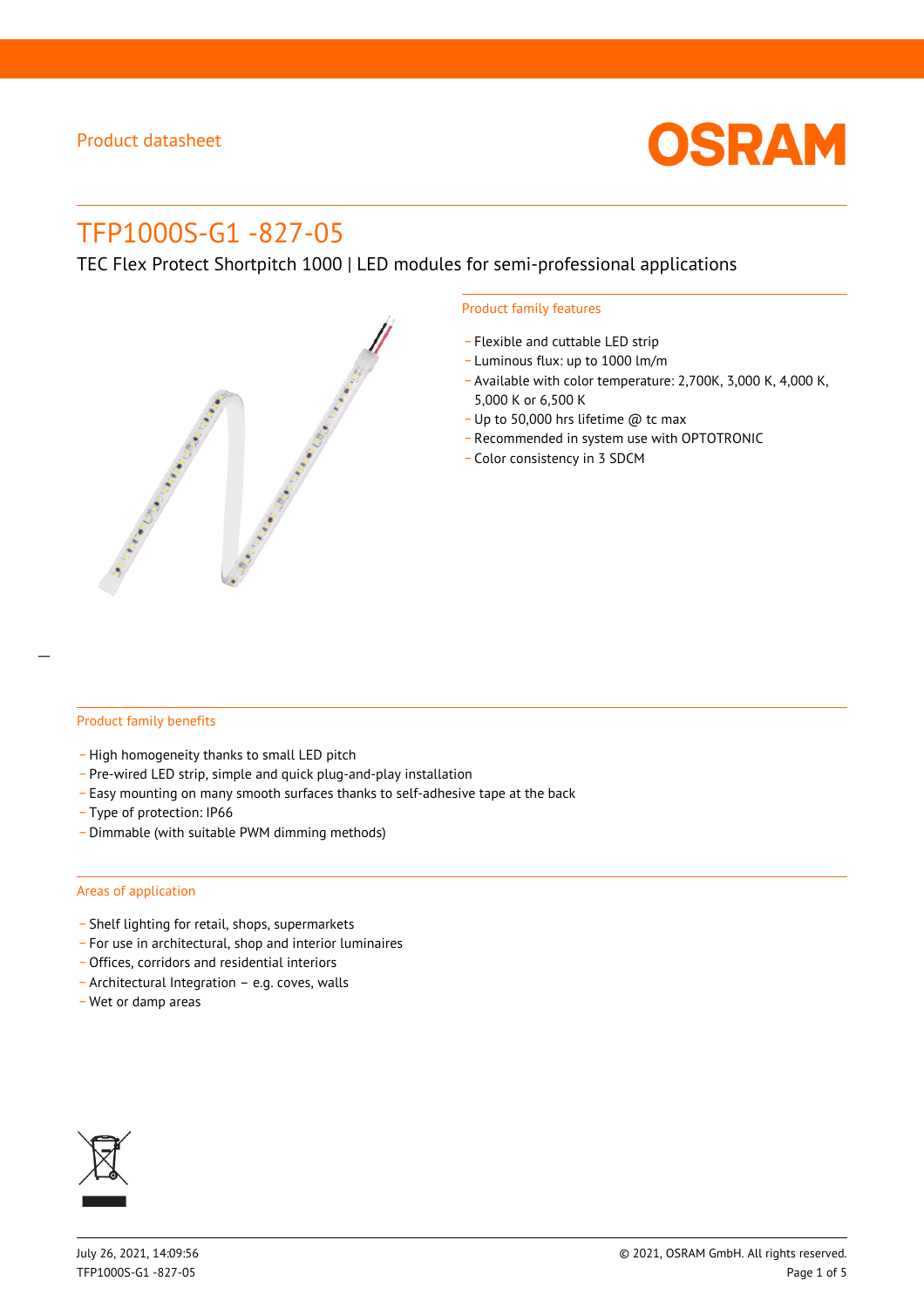Product datasheet

# TFP1000S-G1 -827-05

TEC Flex Protect Shortpitch 1000 | LED modules for semi-professional applications

## Product family features

- Flexible and cuttable LED strip
- Luminous flux: up to 1000 lm/m
- Available with color temperature: 2,700K, 3,000 K, 4,000 K, 5,000 K or 6,500 K
- Up to 50,000 hrs lifetime @ tc max
- Recommended in system use with OPTOTRONIC
- Color consistency in 3 SDCM

## Product family benefits

- High homogeneity thanks to small LED pitch
- Pre-wired LED strip, simple and quick plug-and-play installation
- Easy mounting on many smooth surfaces thanks to self-adhesive tape at the back
- Type of protection: IP66
- Dimmable (with suitable PWM dimming methods)

## Areas of application

- Shelf lighting for retail, shops, supermarkets
- For use in architectural, shop and interior luminaires
- Offices, corridors and residential interiors
- Architectural Integration – e.g. coves, walls
- Wet or damp areas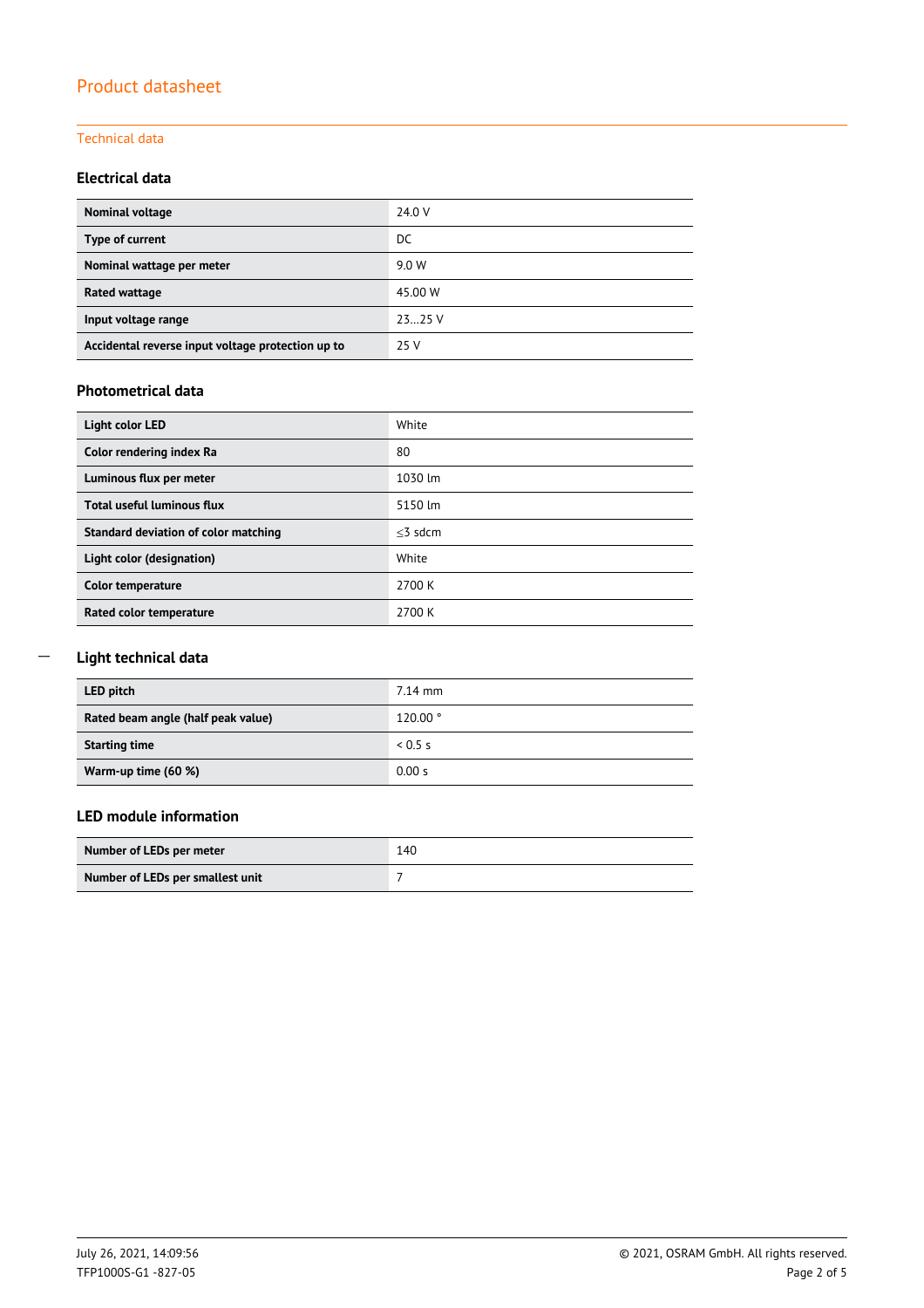# Product datasheet

## Technical data

### Electrical data

| | |
|---|---|
| **Nominal voltage** | 24.0 V |
| **Type of current** | DC |
| **Nominal wattage per meter** | 9.0 W |
| **Rated wattage** | 45.00 W |
| **Input voltage range** | 23…25 V |
| **Accidental reverse input voltage protection up to** | 25 V |

### Photometrical data

| | |
|---|---|
| **Light color LED** | White |
| **Color rendering index Ra** | 80 |
| **Luminous flux per meter** | 1030 lm |
| **Total useful luminous flux** | 5150 lm |
| **Standard deviation of color matching** | ≤3 sdcm |
| **Light color (designation)** | White |
| **Color temperature** | 2700 K |
| **Rated color temperature** | 2700 K |

### Light technical data

| | |
|---|---|
| **LED pitch** | 7.14 mm |
| **Rated beam angle (half peak value)** | 120.00 ° |
| **Starting time** | < 0.5 s |
| **Warm-up time (60 %)** | 0.00 s |

### LED module information

| | |
|---|---|
| **Number of LEDs per meter** | 140 |
| **Number of LEDs per smallest unit** | 7 |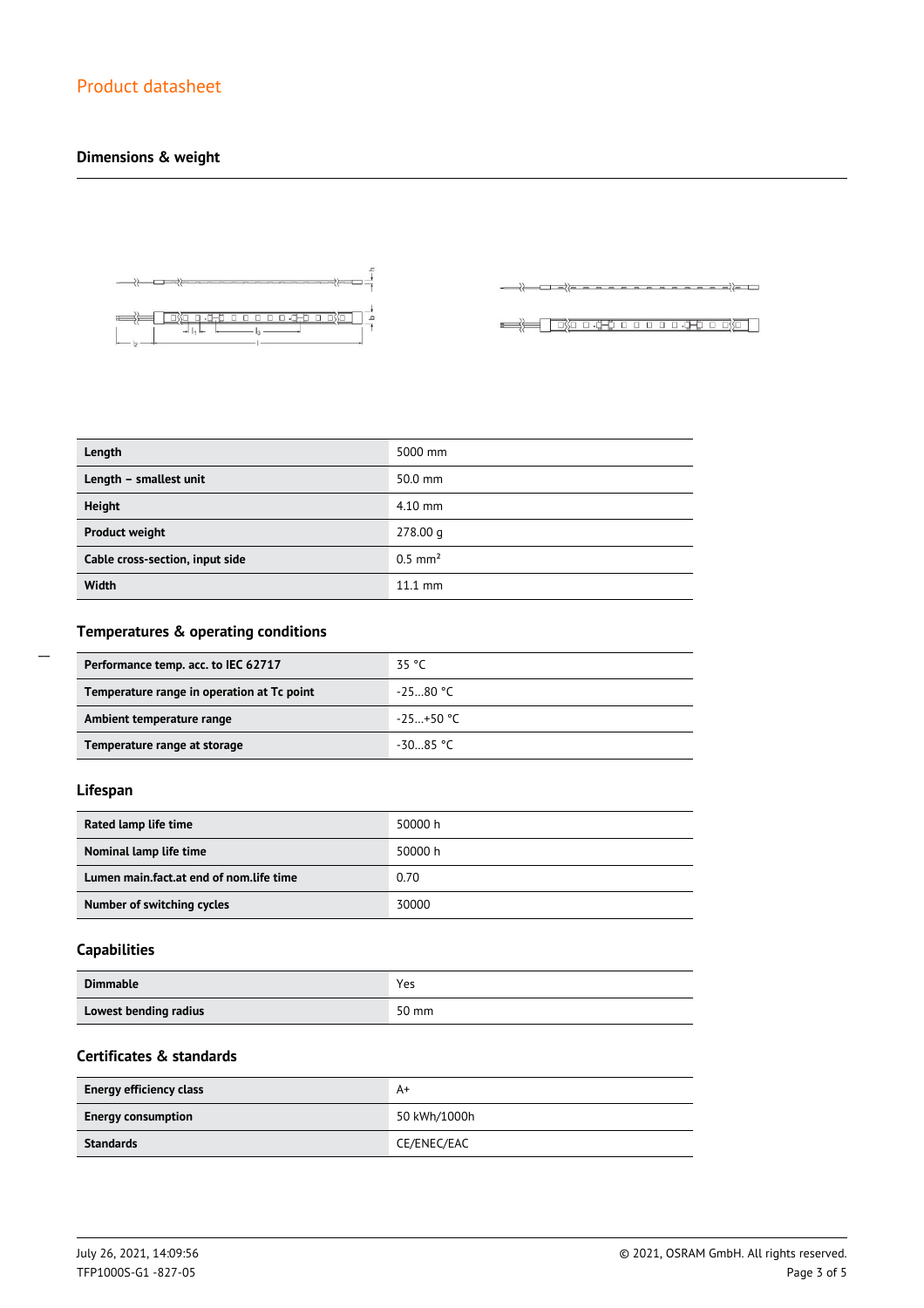## Dimensions & weight

| Length | 5000 mm |
| --- | --- |
| Length – smallest unit | 50.0 mm |
| Height | 4.10 mm |
| Product weight | 278.00 g |
| Cable cross-section, input side | 0.5 mm² |
| Width | 11.1 mm |

## Temperatures & operating conditions

| Performance temp. acc. to IEC 62717 | 35 °C |
| --- | --- |
| Temperature range in operation at Tc point | -25…80 °C |
| Ambient temperature range | -25…+50 °C |
| Temperature range at storage | -30…85 °C |

## Lifespan

| Rated lamp life time | 50000 h |
| --- | --- |
| Nominal lamp life time | 50000 h |
| Lumen main.fact.at end of nom.life time | 0.70 |
| Number of switching cycles | 30000 |

## Capabilities

| Dimmable | Yes |
| --- | --- |
| Lowest bending radius | 50 mm |

## Certificates & standards

| Energy efficiency class | A+ |
| --- | --- |
| Energy consumption | 50 kWh/1000h |
| Standards | CE/ENEC/EAC |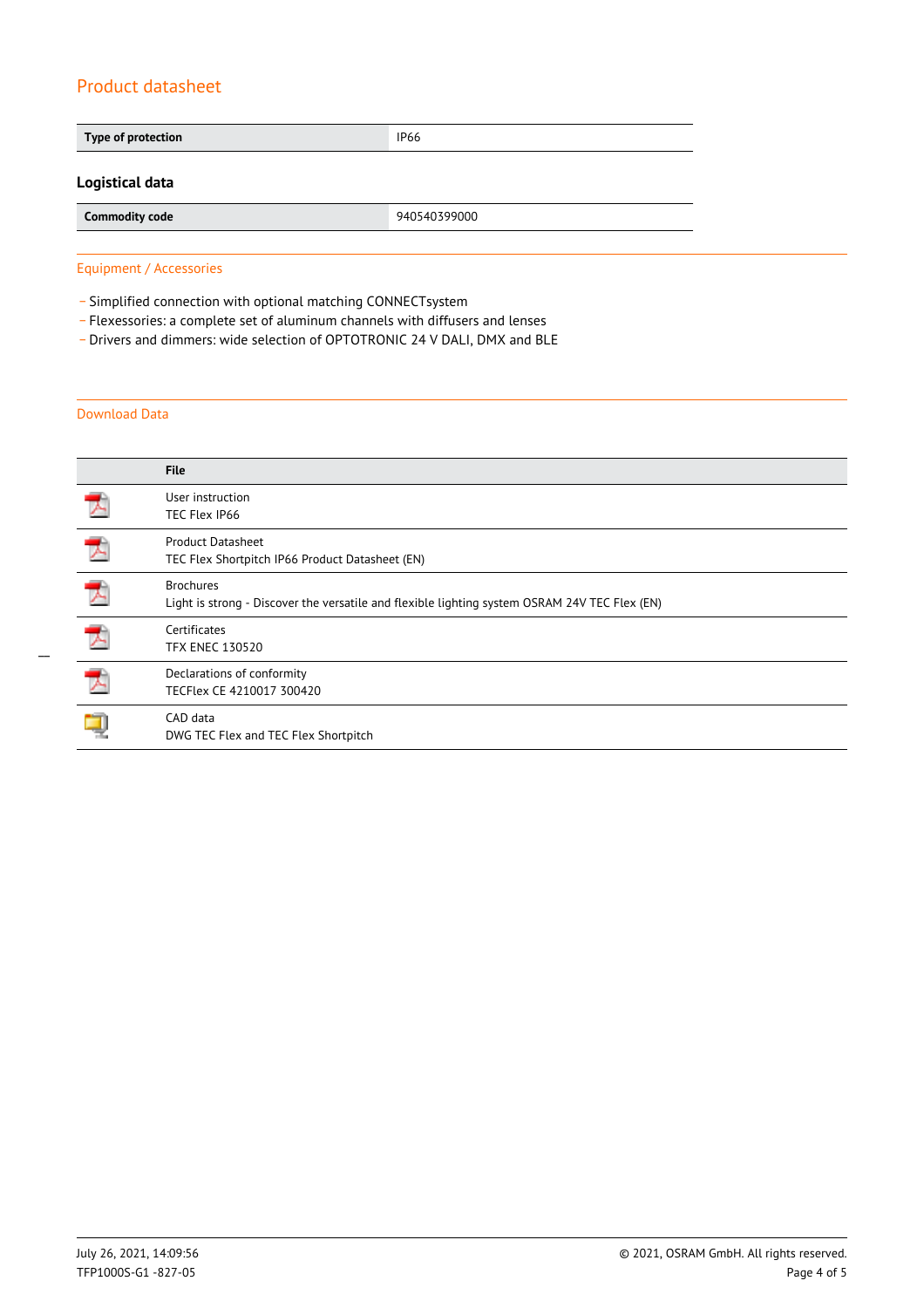## Product datasheet

| Type of protection | IP66 |
| --- | --- |

### Logistical data

| Commodity code | 940540399000 |
| --- | --- |

## Equipment / Accessories

- Simplified connection with optional matching CONNECTsystem
- Flexessories: a complete set of aluminum channels with diffusers and lenses
- Drivers and dimmers: wide selection of OPTOTRONIC 24 V DALI, DMX and BLE

## Download Data

| | File |
| --- | --- |
| | User instruction<br>TEC Flex IP66 |
| | Product Datasheet<br>TEC Flex Shortpitch IP66 Product Datasheet (EN) |
| | Brochures<br>Light is strong - Discover the versatile and flexible lighting system OSRAM 24V TEC Flex (EN) |
| | Certificates<br>TFX ENEC 130520 |
| | Declarations of conformity<br>TECFlex CE 4210017 300420 |
| | CAD data<br>DWG TEC Flex and TEC Flex Shortpitch |

July 26, 2021, 14:09:56
TFP1000S-G1 -827-05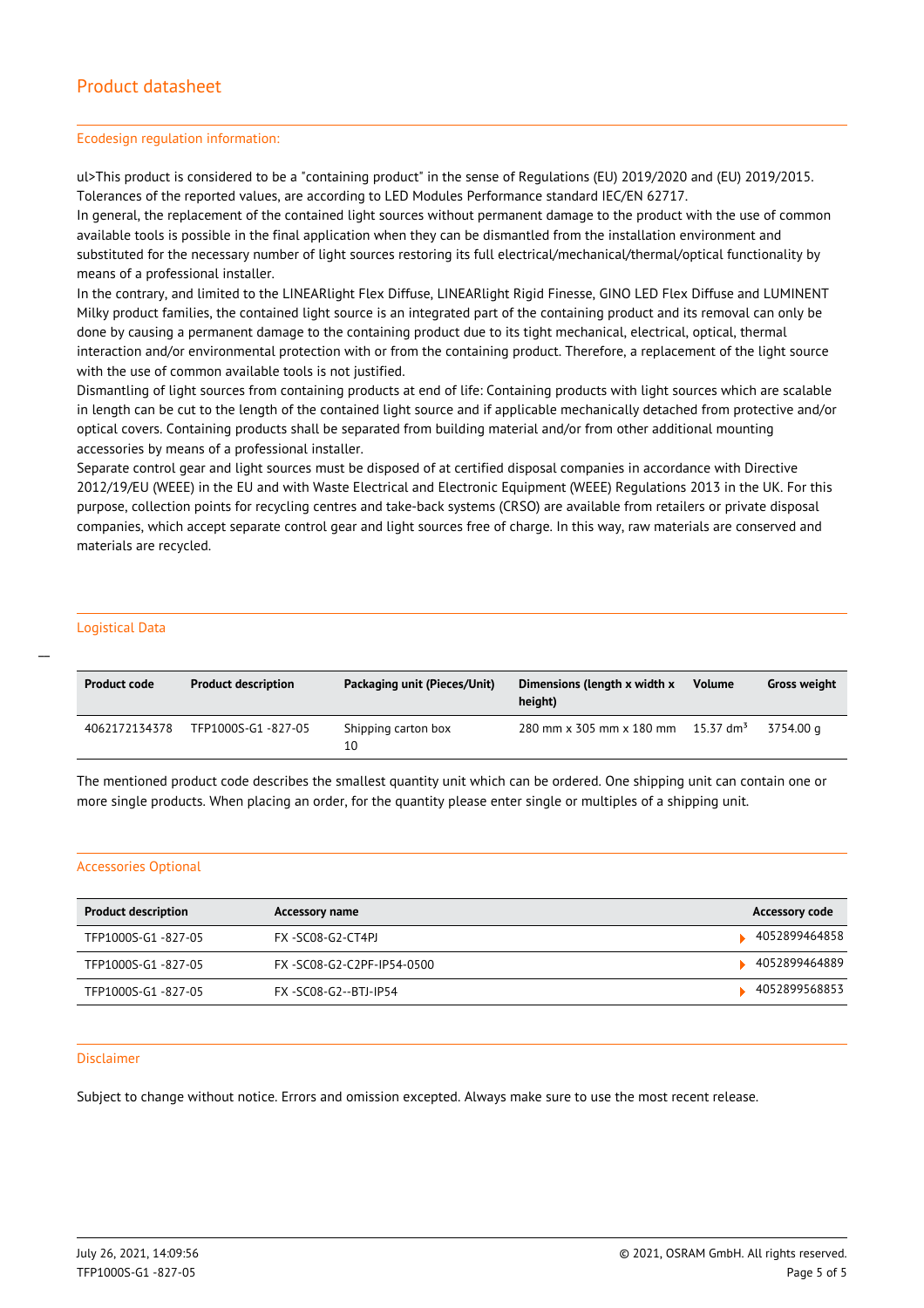## Ecodesign regulation information:

ul>This product is considered to be a "containing product" in the sense of Regulations (EU) 2019/2020 and (EU) 2019/2015. Tolerances of the reported values, are according to LED Modules Performance standard IEC/EN 62717.
In general, the replacement of the contained light sources without permanent damage to the product with the use of common available tools is possible in the final application when they can be dismantled from the installation environment and substituted for the necessary number of light sources restoring its full electrical/mechanical/thermal/optical functionality by means of a professional installer.
In the contrary, and limited to the LINEARlight Flex Diffuse, LINEARlight Rigid Finesse, GINO LED Flex Diffuse and LUMINENT Milky product families, the contained light source is an integrated part of the containing product and its removal can only be done by causing a permanent damage to the containing product due to its tight mechanical, electrical, optical, thermal interaction and/or environmental protection with or from the containing product. Therefore, a replacement of the light source with the use of common available tools is not justified.
Dismantling of light sources from containing products at end of life: Containing products with light sources which are scalable in length can be cut to the length of the contained light source and if applicable mechanically detached from protective and/or optical covers. Containing products shall be separated from building material and/or from other additional mounting accessories by means of a professional installer.
Separate control gear and light sources must be disposed of at certified disposal companies in accordance with Directive 2012/19/EU (WEEE) in the EU and with Waste Electrical and Electronic Equipment (WEEE) Regulations 2013 in the UK. For this purpose, collection points for recycling centres and take-back systems (CRSO) are available from retailers or private disposal companies, which accept separate control gear and light sources free of charge. In this way, raw materials are conserved and materials are recycled.

## Logistical Data

| Product code | Product description | Packaging unit (Pieces/Unit) | Dimensions (length x width x height) | Volume | Gross weight |
|---|---|---|---|---|---|
| 4062172134378 | TFP1000S-G1 -827-05 | Shipping carton box 10 | 280 mm x 305 mm x 180 mm | 15.37 dm³ | 3754.00 g |

The mentioned product code describes the smallest quantity unit which can be ordered. One shipping unit can contain one or more single products. When placing an order, for the quantity please enter single or multiples of a shipping unit.

## Accessories Optional

| Product description | Accessory name | Accessory code |
|---|---|---|
| TFP1000S-G1 -827-05 | FX -SC08-G2-CT4PJ | 4052899464858 |
| TFP1000S-G1 -827-05 | FX -SC08-G2-C2PF-IP54-0500 | 4052899464889 |
| TFP1000S-G1 -827-05 | FX -SC08-G2--BTJ-IP54 | 4052899568853 |

## Disclaimer

Subject to change without notice. Errors and omission excepted. Always make sure to use the most recent release.